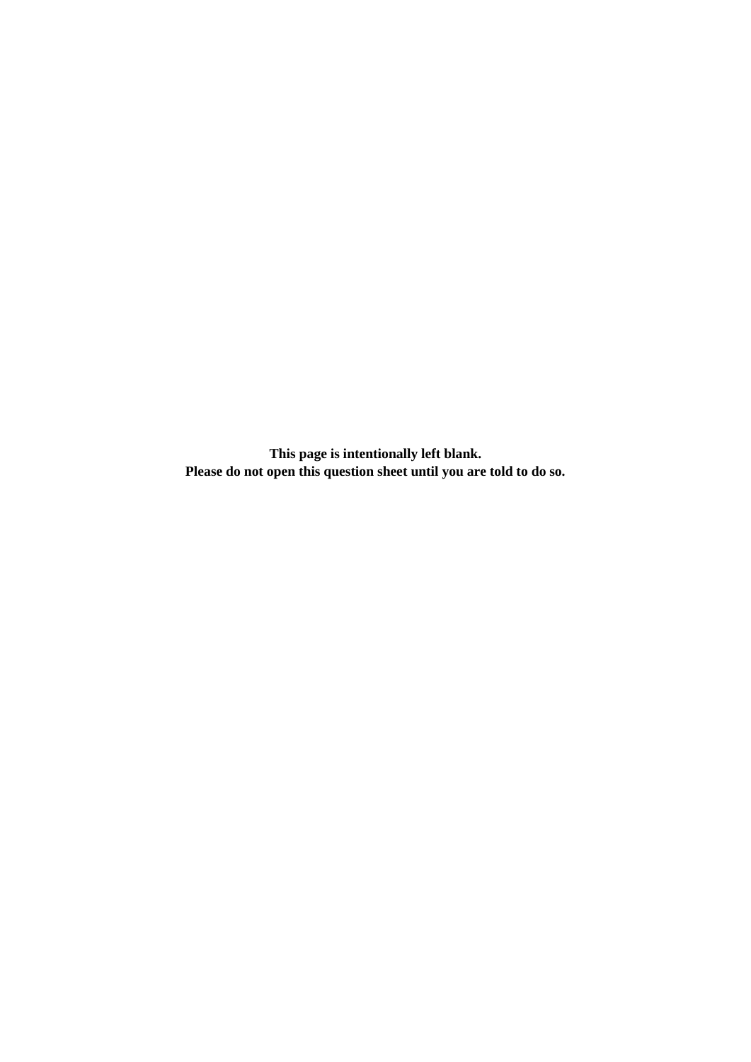**This page is intentionally left blank.**
**Please do not open this question sheet until you are told to do so.**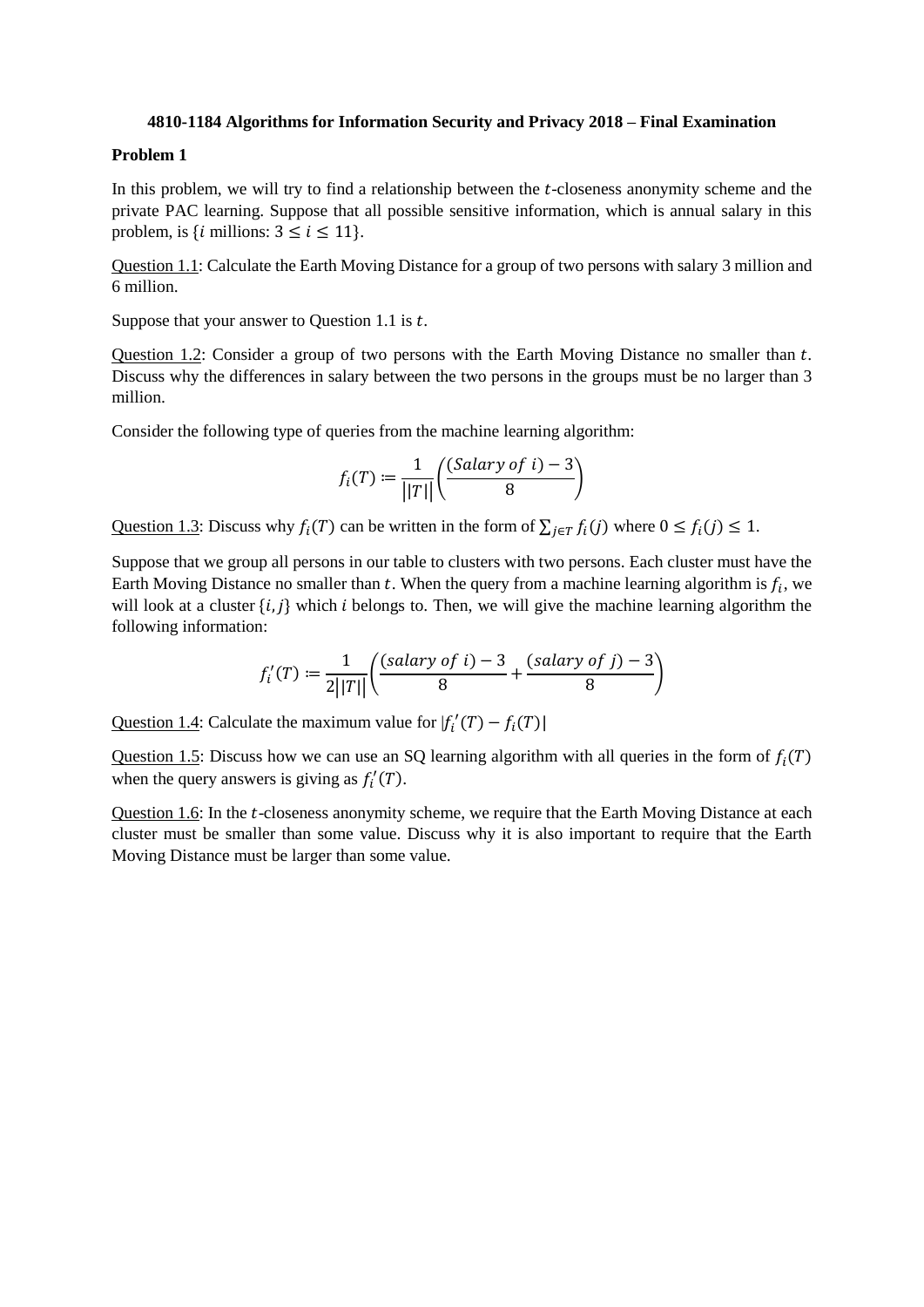**4810-1184 Algorithms for Information Security and Privacy 2018 – Final Examination**

**Problem 1**

In this problem, we will try to find a relationship between the $t$-closeness anonymity scheme and the private PAC learning. Suppose that all possible sensitive information, which is annual salary in this problem, is $\{i \text{ millions}: 3 \leq i \leq 11\}$.

Question 1.1: Calculate the Earth Moving Distance for a group of two persons with salary 3 million and 6 million.

Suppose that your answer to Question 1.1 is $t$.

Question 1.2: Consider a group of two persons with the Earth Moving Distance no smaller than $t$. Discuss why the differences in salary between the two persons in the groups must be no larger than 3 million.

Consider the following type of queries from the machine learning algorithm:

$$f_i(T) \coloneqq \frac{1}{||T||}\left(\frac{(Salary\ of\ i) - 3}{8}\right)$$

Question 1.3: Discuss why $f_i(T)$ can be written in the form of $\sum_{j \in T} f_i(j)$ where $0 \leq f_i(j) \leq 1$.

Suppose that we group all persons in our table to clusters with two persons. Each cluster must have the Earth Moving Distance no smaller than $t$. When the query from a machine learning algorithm is $f_i$, we will look at a cluster $\{i, j\}$ which $i$ belongs to. Then, we will give the machine learning algorithm the following information:

$$f_i'(T) \coloneqq \frac{1}{2||T||}\left(\frac{(salary\ of\ i) - 3}{8} + \frac{(salary\ of\ j) - 3}{8}\right)$$

Question 1.4: Calculate the maximum value for $|f_i'(T) - f_i(T)|$

Question 1.5: Discuss how we can use an SQ learning algorithm with all queries in the form of $f_i(T)$ when the query answers is giving as $f_i'(T)$.

Question 1.6: In the $t$-closeness anonymity scheme, we require that the Earth Moving Distance at each cluster must be smaller than some value. Discuss why it is also important to require that the Earth Moving Distance must be larger than some value.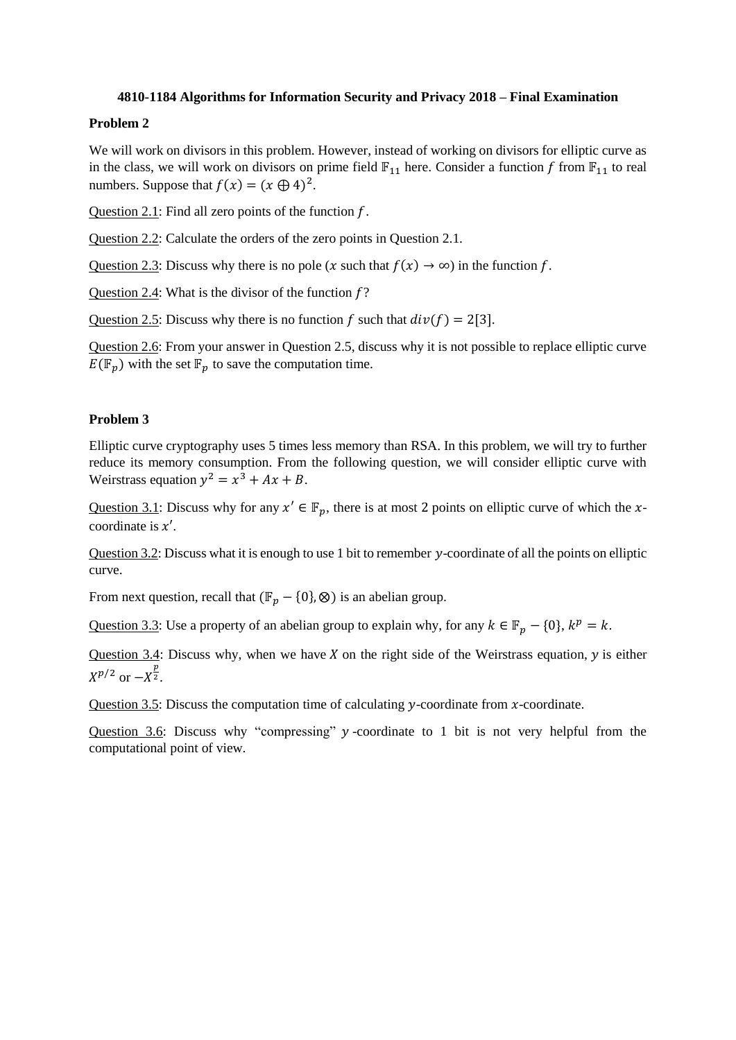**4810-1184 Algorithms for Information Security and Privacy 2018 – Final Examination**

**Problem 2**

We will work on divisors in this problem. However, instead of working on divisors for elliptic curve as in the class, we will work on divisors on prime field $\mathbb{F}_{11}$ here. Consider a function $f$ from $\mathbb{F}_{11}$ to real numbers. Suppose that $f(x) = (x \oplus 4)^2$.

Question 2.1: Find all zero points of the function $f$.

Question 2.2: Calculate the orders of the zero points in Question 2.1.

Question 2.3: Discuss why there is no pole ($x$ such that $f(x) \to \infty$) in the function $f$.

Question 2.4: What is the divisor of the function $f$?

Question 2.5: Discuss why there is no function $f$ such that $div(f) = 2[3]$.

Question 2.6: From your answer in Question 2.5, discuss why it is not possible to replace elliptic curve $E(\mathbb{F}_p)$ with the set $\mathbb{F}_p$ to save the computation time.

**Problem 3**

Elliptic curve cryptography uses 5 times less memory than RSA. In this problem, we will try to further reduce its memory consumption. From the following question, we will consider elliptic curve with Weirstrass equation $y^2 = x^3 + Ax + B$.

Question 3.1: Discuss why for any $x' \in \mathbb{F}_p$, there is at most 2 points on elliptic curve of which the $x$-coordinate is $x'$.

Question 3.2: Discuss what it is enough to use 1 bit to remember $y$-coordinate of all the points on elliptic curve.

From next question, recall that $(\mathbb{F}_p - \{0\}, \otimes)$ is an abelian group.

Question 3.3: Use a property of an abelian group to explain why, for any $k \in \mathbb{F}_p - \{0\}$, $k^p = k$.

Question 3.4: Discuss why, when we have $X$ on the right side of the Weirstrass equation, $y$ is either $X^{p/2}$ or $-X^{\frac{p}{2}}$.

Question 3.5: Discuss the computation time of calculating $y$-coordinate from $x$-coordinate.

Question 3.6: Discuss why "compressing" $y$-coordinate to 1 bit is not very helpful from the computational point of view.